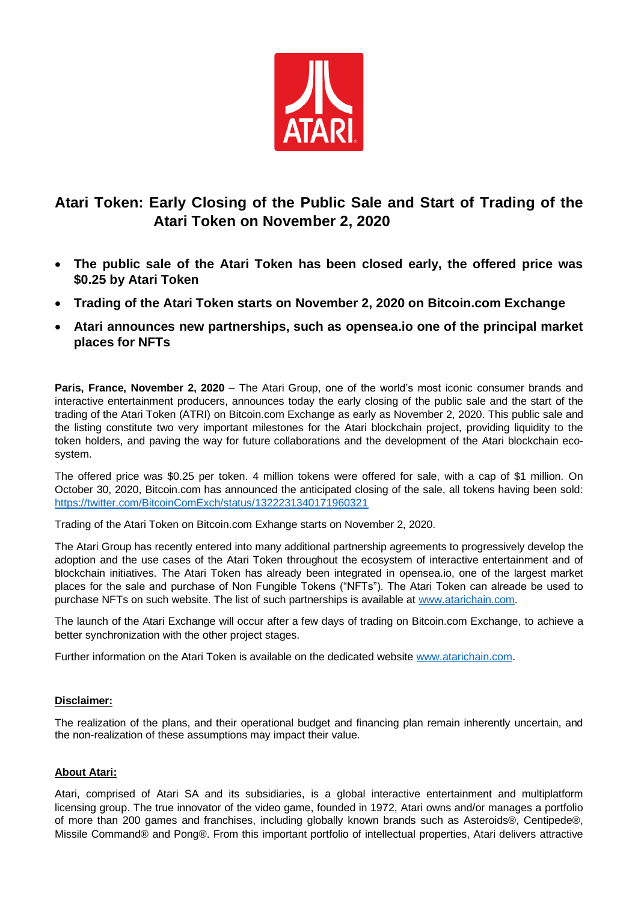# Atari Token: Early Closing of the Public Sale and Start of Trading of the Atari Token on November 2, 2020

- **The public sale of the Atari Token has been closed early, the offered price was $0.25 by Atari Token**
- **Trading of the Atari Token starts on November 2, 2020 on Bitcoin.com Exchange**
- **Atari announces new partnerships, such as opensea.io one of the principal market places for NFTs**

**Paris, France, November 2, 2020** – The Atari Group, one of the world's most iconic consumer brands and interactive entertainment producers, announces today the early closing of the public sale and the start of the trading of the Atari Token (ATRI) on Bitcoin.com Exchange as early as November 2, 2020. This public sale and the listing constitute two very important milestones for the Atari blockchain project, providing liquidity to the token holders, and paving the way for future collaborations and the development of the Atari blockchain eco-system.

The offered price was $0.25 per token. 4 million tokens were offered for sale, with a cap of $1 million. On October 30, 2020, Bitcoin.com has announced the anticipated closing of the sale, all tokens having been sold: https://twitter.com/BitcoinComExch/status/1322231340171960321

Trading of the Atari Token on Bitcoin.com Exhange starts on November 2, 2020.

The Atari Group has recently entered into many additional partnership agreements to progressively develop the adoption and the use cases of the Atari Token throughout the ecosystem of interactive entertainment and of blockchain initiatives. The Atari Token has already been integrated in opensea.io, one of the largest market places for the sale and purchase of Non Fungible Tokens ("NFTs"). The Atari Token can alreade be used to purchase NFTs on such website. The list of such partnerships is available at www.atarichain.com.

The launch of the Atari Exchange will occur after a few days of trading on Bitcoin.com Exchange, to achieve a better synchronization with the other project stages.

Further information on the Atari Token is available on the dedicated website www.atarichain.com.

**Disclaimer:**

The realization of the plans, and their operational budget and financing plan remain inherently uncertain, and the non-realization of these assumptions may impact their value.

**About Atari:**

Atari, comprised of Atari SA and its subsidiaries, is a global interactive entertainment and multiplatform licensing group. The true innovator of the video game, founded in 1972, Atari owns and/or manages a portfolio of more than 200 games and franchises, including globally known brands such as Asteroids®, Centipede®, Missile Command® and Pong®. From this important portfolio of intellectual properties, Atari delivers attractive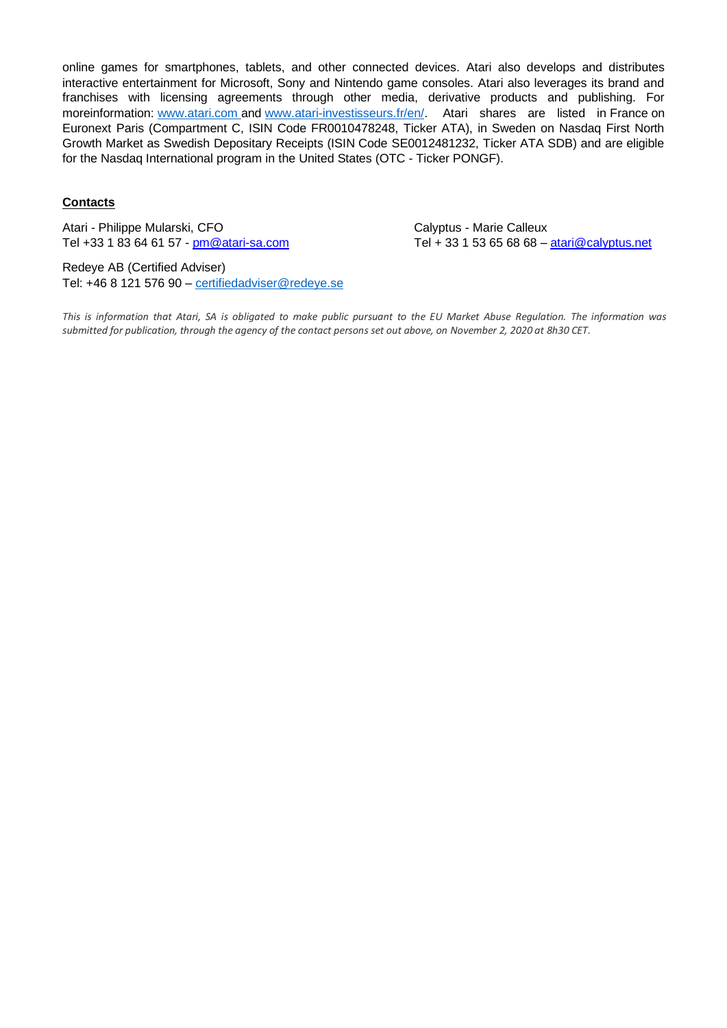online games for smartphones, tablets, and other connected devices. Atari also develops and distributes interactive entertainment for Microsoft, Sony and Nintendo game consoles. Atari also leverages its brand and franchises with licensing agreements through other media, derivative products and publishing. For moreinformation: www.atari.com and www.atari-investisseurs.fr/en/. Atari shares are listed in France on Euronext Paris (Compartment C, ISIN Code FR0010478248, Ticker ATA), in Sweden on Nasdaq First North Growth Market as Swedish Depositary Receipts (ISIN Code SE0012481232, Ticker ATA SDB) and are eligible for the Nasdaq International program in the United States (OTC - Ticker PONGF).

**Contacts**

Atari - Philippe Mularski, CFO
Tel +33 1 83 64 61 57 - pm@atari-sa.com

Calyptus - Marie Calleux
Tel + 33 1 53 65 68 68 – atari@calyptus.net

Redeye AB (Certified Adviser)
Tel: +46 8 121 576 90 – certifiedadviser@redeye.se

*This is information that Atari, SA is obligated to make public pursuant to the EU Market Abuse Regulation. The information was submitted for publication, through the agency of the contact persons set out above, on November 2, 2020 at 8h30 CET.*